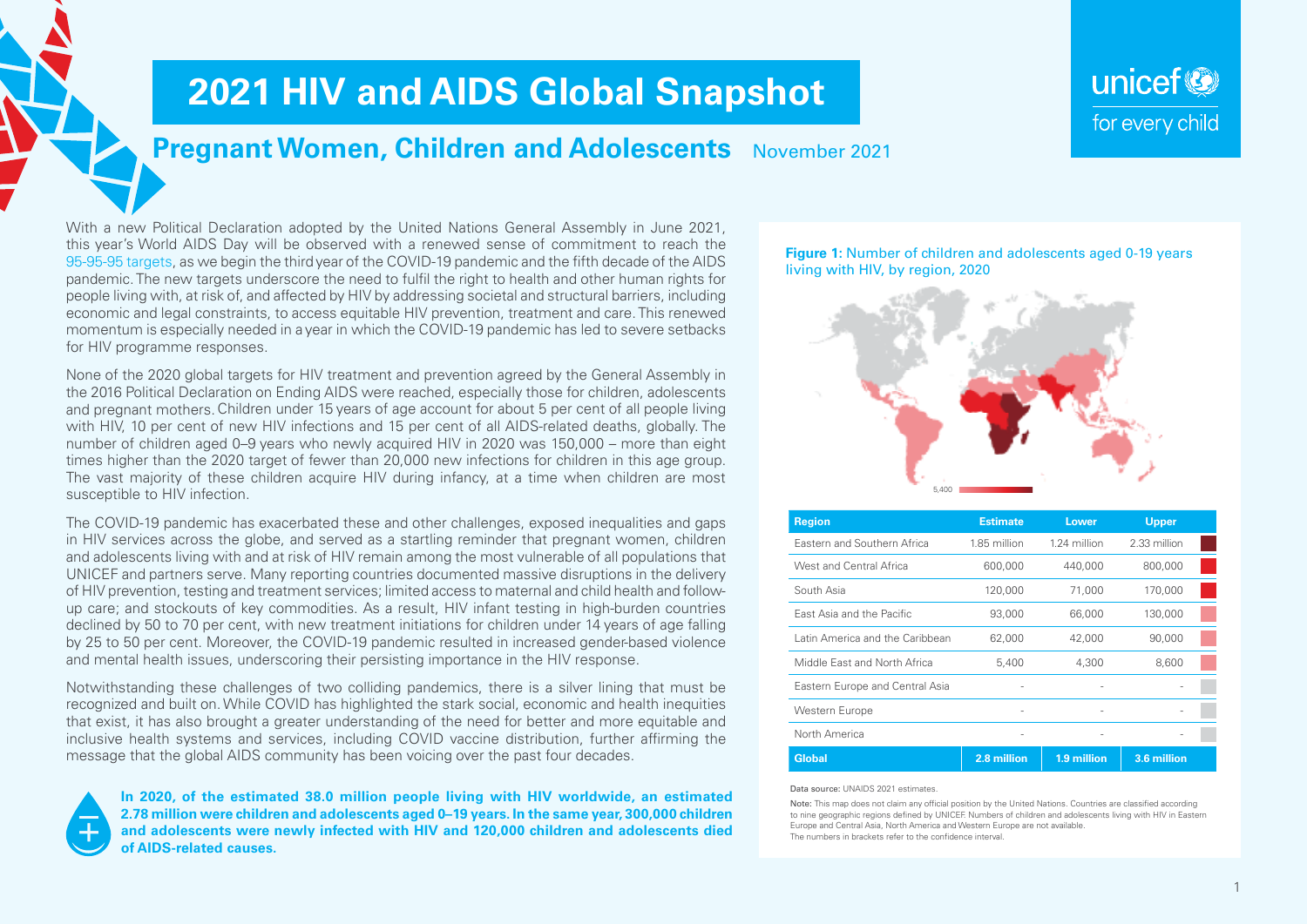# 2021 HIV and AIDS Global Snapshot

## Pregnant Women, Children and Adolescents November 2021

With a new Political Declaration adopted by the United Nations General Assembly in June 2021, this year's World AIDS Day will be observed with a renewed sense of commitment to reach the 95-95-95 targets, as we begin the third year of the COVID-19 pandemic and the fifth decade of the AIDS pandemic. The new targets underscore the need to fulfil the right to health and other human rights for people living with, at risk of, and affected by HIV by addressing societal and structural barriers, including economic and legal constraints, to access equitable HIV prevention, treatment and care. This renewed momentum is especially needed in a year in which the COVID-19 pandemic has led to severe setbacks for HIV programme responses.

None of the 2020 global targets for HIV treatment and prevention agreed by the General Assembly in the 2016 Political Declaration on Ending AIDS were reached, especially those for children, adolescents and pregnant mothers. Children under 15 years of age account for about 5 per cent of all people living with HIV, 10 per cent of new HIV infections and 15 per cent of all AIDS-related deaths, globally. The number of children aged 0–9 years who newly acquired HIV in 2020 was 150,000 – more than eight times higher than the 2020 target of fewer than 20,000 new infections for children in this age group. The vast majority of these children acquire HIV during infancy, at a time when children are most susceptible to HIV infection.

The COVID-19 pandemic has exacerbated these and other challenges, exposed inequalities and gaps in HIV services across the globe, and served as a startling reminder that pregnant women, children and adolescents living with and at risk of HIV remain among the most vulnerable of all populations that UNICEF and partners serve. Many reporting countries documented massive disruptions in the delivery of HIV prevention, testing and treatment services; limited access to maternal and child health and follow-up care; and stockouts of key commodities. As a result, HIV infant testing in high-burden countries declined by 50 to 70 per cent, with new treatment initiations for children under 14 years of age falling by 25 to 50 per cent. Moreover, the COVID-19 pandemic resulted in increased gender-based violence and mental health issues, underscoring their persisting importance in the HIV response.

Notwithstanding these challenges of two colliding pandemics, there is a silver lining that must be recognized and built on. While COVID has highlighted the stark social, economic and health inequities that exist, it has also brought a greater understanding of the need for better and more equitable and inclusive health systems and services, including COVID vaccine distribution, further affirming the message that the global AIDS community has been voicing over the past four decades.

**In 2020, of the estimated 38.0 million people living with HIV worldwide, an estimated 2.78 million were children and adolescents aged 0–19 years. In the same year, 300,000 children and adolescents were newly infected with HIV and 120,000 children and adolescents died of AIDS-related causes.**

**Figure 1:** Number of children and adolescents aged 0-19 years living with HIV, by region, 2020

| Region | Estimate | Lower | Upper |
|---|---|---|---|
| Eastern and Southern Africa | 1.85 million | 1.24 million | 2.33 million |
| West and Central Africa | 600,000 | 440,000 | 800,000 |
| South Asia | 120,000 | 71,000 | 170,000 |
| East Asia and the Pacific | 93,000 | 66,000 | 130,000 |
| Latin America and the Caribbean | 62,000 | 42,000 | 90,000 |
| Middle East and North Africa | 5,400 | 4,300 | 8,600 |
| Eastern Europe and Central Asia | - | - | - |
| Western Europe | - | - | - |
| North America | - | - | - |
| **Global** | **2.8 million** | **1.9 million** | **3.6 million** |

Data source: UNAIDS 2021 estimates.

Note: This map does not claim any official position by the United Nations. Countries are classified according to nine geographic regions defined by UNICEF. Numbers of children and adolescents living with HIV in Eastern Europe and Central Asia, North America and Western Europe are not available.
The numbers in brackets refer to the confidence interval.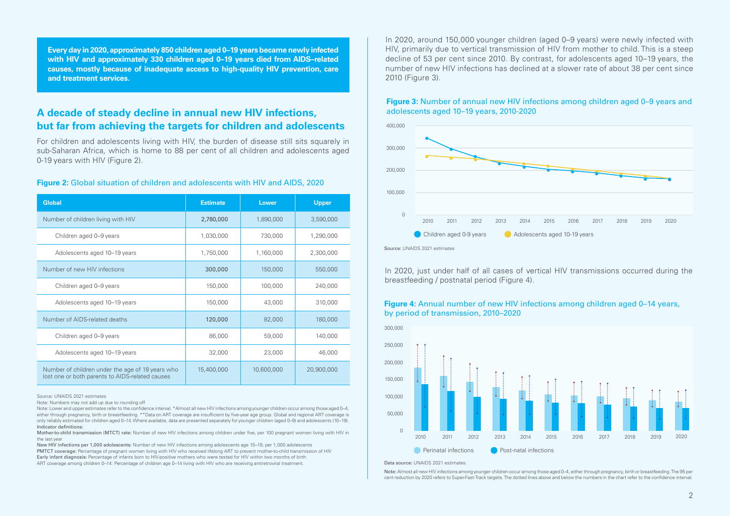**Every day in 2020, approximately 850 children aged 0–19 years became newly infected with HIV and approximately 330 children aged 0–19 years died from AIDS–related causes, mostly because of inadequate access to high-quality HIV prevention, care and treatment services.**

## A decade of steady decline in annual new HIV infections, but far from achieving the targets for children and adolescents

For children and adolescents living with HIV, the burden of disease still sits squarely in sub-Saharan Africa, which is home to 88 per cent of all children and adolescents aged 0-19 years with HIV (Figure 2).

**Figure 2:** Global situation of children and adolescents with HIV and AIDS, 2020

| Global | Estimate | Lower | Upper |
|---|---|---|---|
| Number of children living with HIV | 2,780,000 | 1,890,000 | 3,590,000 |
| Children aged 0–9 years | 1,030,000 | 730,000 | 1,290,000 |
| Adolescents aged 10–19 years | 1,750,000 | 1,160,000 | 2,300,000 |
| Number of new HIV infections | 300,000 | 150,000 | 550,000 |
| Children aged 0–9 years | 150,000 | 100,000 | 240,000 |
| Adolescents aged 10–19 years | 150,000 | 43,000 | 310,000 |
| Number of AIDS-related deaths | 120,000 | 82,000 | 180,000 |
| Children aged 0–9 years | 86,000 | 59,000 | 140,000 |
| Adolescents aged 10–19 years | 32,000 | 23,000 | 46,000 |
| Number of children under the age of 18 years who lost one or both parents to AIDS-related causes | 15,400,000 | 10,600,000 | 20,900,000 |

Source: UNAIDS 2021 estimates

Note: Numbers may not add up due to rounding off

Note: Lower and upper estimates refer to the confidence interval. *Almost all new HIV infections among younger children occur among those aged 0–4, either through pregnancy, birth or breastfeeding. **Data on ART coverage are insufficient by five-year age group. Global and regional ART coverage is only reliably estimated for children aged 0–14. Where available, data are presented separately for younger children (aged 0–9) and adolescents (10–19).

**Indicator definitions:**

**Mother-to-child transmission (MTCT) rate:** Number of new HIV infections among children under five, per 100 pregnant women living with HIV in the last year

**New HIV infections per 1,000 adolescents:** Number of new HIV infections among adolescents age 15–19, per 1,000 adolescents

**PMTCT coverage:** Percentage of pregnant women living with HIV who received lifelong ART to prevent mother-to-child transmission of HIV

**Early infant diagnosis:** Percentage of infants born to HIV-positive mothers who were tested for HIV within two months of birth

**ART coverage among children 0–14:** Percentage of children age 0–14 living with HIV who are receiving antiretroviral treatment.

In 2020, around 150,000 younger children (aged 0–9 years) were newly infected with HIV, primarily due to vertical transmission of HIV from mother to child. This is a steep decline of 53 per cent since 2010. By contrast, for adolescents aged 10–19 years, the number of new HIV infections has declined at a slower rate of about 38 per cent since 2010 (Figure 3).

**Figure 3:** Number of annual new HIV infections among children aged 0–9 years and adolescents aged 10–19 years, 2010-2020

Source: UNAIDS 2021 estimates

In 2020, just under half of all cases of vertical HIV transmissions occurred during the breastfeeding / postnatal period (Figure 4).

**Figure 4:** Annual number of new HIV infections among children aged 0–14 years, by period of transmission, 2010–2020

Data source: UNAIDS 2021 estimates.

Note: Almost all new HIV infections among younger children occur among those aged 0–4, either through pregnancy, birth or breastfeeding. The 95 per cent reduction by 2020 refers to Super-Fast-Track targets. The dotted lines above and below the numbers in the chart refer to the confidence interval.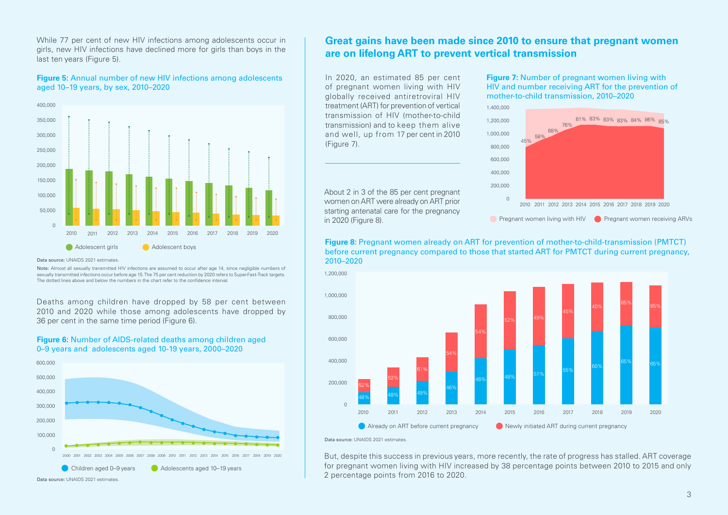While 77 per cent of new HIV infections among adolescents occur in girls, new HIV infections have declined more for girls than boys in the last ten years (Figure 5).

**Figure 5:** Annual number of new HIV infections among adolescents aged 10–19 years, by sex, 2010–2020

Data source: UNAIDS 2021 estimates.

Note: Almost all sexually transmitted HIV infections are assumed to occur after age 14, since negligible numbers of sexually transmitted infections occur before age 15. The 75 per cent reduction by 2020 refers to Super-Fast-Track targets. The dotted lines above and below the numbers in the chart refer to the confidence interval.

Deaths among children have dropped by 58 per cent between 2010 and 2020 while those among adolescents have dropped by 36 per cent in the same time period (Figure 6).

**Figure 6:** Number of AIDS-related deaths among children aged 0–9 years and adolescents aged 10-19 years, 2000–2020

Data source: UNAIDS 2021 estimates.

## Great gains have been made since 2010 to ensure that pregnant women are on lifelong ART to prevent vertical transmission

In 2020, an estimated 85 per cent of pregnant women living with HIV globally received antiretroviral HIV treatment (ART) for prevention of vertical transmission of HIV (mother-to-child transmission) and to keep them alive and well, up from 17 per cent in 2010 (Figure 7).

About 2 in 3 of the 85 per cent pregnant women on ART were already on ART prior starting antenatal care for the pregnancy in 2020 (Figure 8).

**Figure 7:** Number of pregnant women living with HIV and number receiving ART for the prevention of mother-to-child transmission, 2010–2020

**Figure 8:** Pregnant women already on ART for prevention of mother-to-child-transmission (PMTCT) before current pregnancy compared to those that started ART for PMTCT during current pregnancy, 2010–2020

Data source: UNAIDS 2021 estimates.

But, despite this success in previous years, more recently, the rate of progress has stalled. ART coverage for pregnant women living with HIV increased by 38 percentage points between 2010 to 2015 and only 2 percentage points from 2016 to 2020.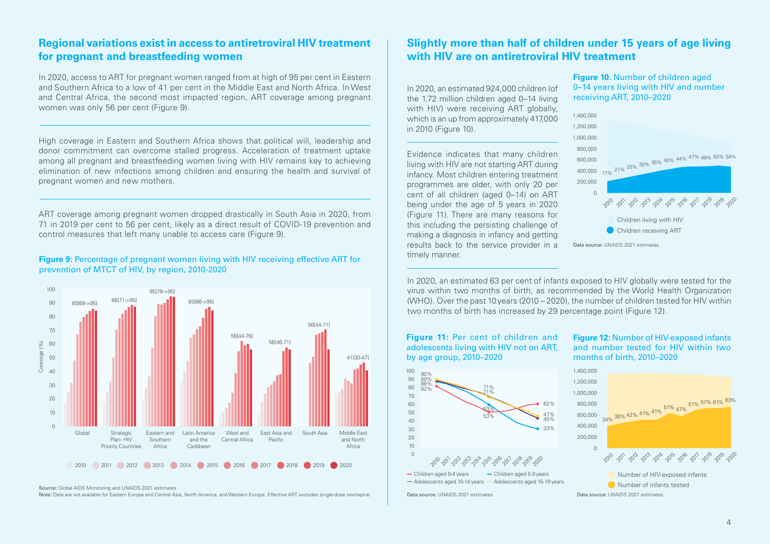## Regional variations exist in access to antiretroviral HIV treatment for pregnant and breastfeeding women

In 2020, access to ART for pregnant women ranged from at high of 95 per cent in Eastern and Southern Africa to a low of 41 per cent in the Middle East and North Africa. In West and Central Africa, the second most impacted region, ART coverage among pregnant women was only 56 per cent (Figure 9).

High coverage in Eastern and Southern Africa shows that political will, leadership and donor commitment can overcome stalled progress. Acceleration of treatment uptake among all pregnant and breastfeeding women living with HIV remains key to achieving elimination of new infections among children and ensuring the health and survival of pregnant women and new mothers.

ART coverage among pregnant women dropped drastically in South Asia in 2020, from 71 in 2019 per cent to 56 per cent, likely as a direct result of COVID-19 prevention and control measures that left many unable to access care (Figure 9).

**Figure 9:** Percentage of pregnant women living with HIV receiving effective ART for prevention of MTCT of HIV, by region, 2010-2020

| Region | 2020 coverage (%) |
|---|---|
| Global | 85[69->95] |
| Strategic Plan- HIV Priority Countries | 88[71->95] |
| Eastern and Southern Africa | 95[78->95] |
| Latin America and the Caribbean | 85[66->95] |
| West and Central Africa | 56[44-76] |
| East Asia and Pacific | 56[46-71] |
| South Asia | 56[44-71] |
| Middle East and North Africa | 41[30-47] |

Source: Global AIDS Monitoring and UNAIDS 2021 estimates

Note: Data are not available for Eastern Europe and Central Asia, North America, and Western Europe. Effective ART excludes single-dose nevirapine.

## Slightly more than half of children under 15 years of age living with HIV are on antiretroviral HIV treatment

In 2020, an estimated 924,000 children (of the 1.72 million children aged 0–14 living with HIV) were receiving ART globally, which is an up from approximately 417,000 in 2010 (Figure 10).

Evidence indicates that many children living with HIV are not starting ART during infancy. Most children entering treatment programmes are older, with only 20 per cent of all children (aged 0–14) on ART being under the age of 5 years in 2020 (Figure 11). There are many reasons for this including the persisting challenge of making a diagnosis in infancy and getting results back to the service provider in a timely manner.

**Figure 10.** Number of children aged 0–14 years living with HIV and number receiving ART, 2010–2020

| Year | 2010 | 2011 | 2012 | 2013 | 2014 | 2015 | 2016 | 2017 | 2018 | 2019 | 2020 |
|---|---|---|---|---|---|---|---|---|---|---|---|
| Children receiving ART (%) | 17% | 21% | 25% | 30% | 35% | 40% | 44% | 47% | 49% | 53% | 54% |

Legend: Children living with HIV; Children receiving ART

Data source: UNAIDS 2021 estimates.

In 2020, an estimated 63 per cent of infants exposed to HIV globally were tested for the virus within two months of birth, as recommended by the World Health Organization (WHO). Over the past 10 years (2010 – 2020), the number of children tested for HIV within two months of birth has increased by 29 percentage point (Figure 12).

**Figure 11:** Per cent of children and adolescents living with HIV not on ART, by age group, 2010–2020

| Age group | 2010 | 2015 | 2020 |
|---|---|---|---|
| Children aged 0-4 years | 82% | 53% | 62% |
| Children aged 5-9 years | 88% | 63% | 33% |
| Adolescents aged 10-14 years | 89% | 71% | 45% |
| Adolescents aged 15-19 years | 90% | 71% | 47% |

Data source: UNAIDS 2021 estimates.

**Figure 12:** Number of HIV-exposed infants and number tested for HIV within two months of birth, 2010–2020

| Year | 2010 | 2011 | 2012 | 2013 | 2014 | 2015 | 2016 | 2017 | 2018 | 2019 | 2020 |
|---|---|---|---|---|---|---|---|---|---|---|---|
| Infants tested (%) | 34% | 38% | 42% | 41% | 41% | 51% | 47% | 51% | 57% | 61% | 63% |

Legend: Number of HIV-exposed infants; Number of infants tested

Data source: UNAIDS 2021 estimates.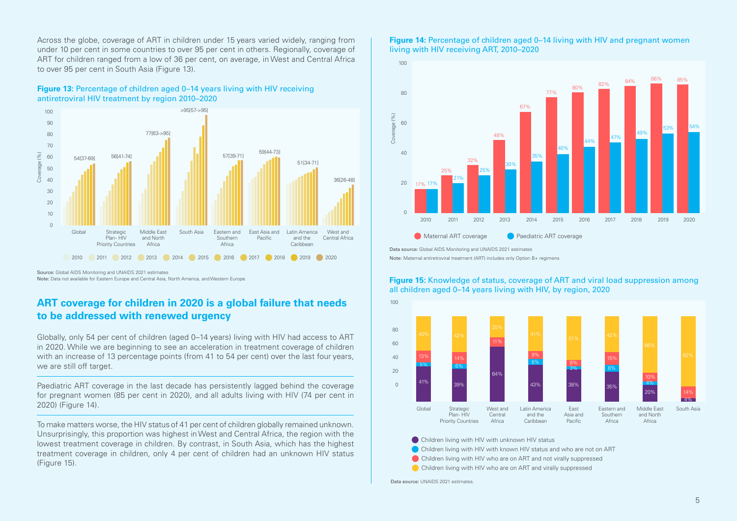Across the globe, coverage of ART in children under 15 years varied widely, ranging from under 10 per cent in some countries to over 95 per cent in others. Regionally, coverage of ART for children ranged from a low of 36 per cent, on average, in West and Central Africa to over 95 per cent in South Asia (Figure 13).

**Figure 13:** Percentage of children aged 0–14 years living with HIV receiving antiretroviral HIV treatment by region 2010–2020

Source: Global AIDS Monitoring and UNAIDS 2021 estimates

Note: Data not available for Eastern Europe and Central Asia, North America, and Western Europe.

## ART coverage for children in 2020 is a global failure that needs to be addressed with renewed urgency

Globally, only 54 per cent of children (aged 0–14 years) living with HIV had access to ART in 2020. While we are beginning to see an acceleration in treatment coverage of children with an increase of 13 percentage points (from 41 to 54 per cent) over the last four years, we are still off target.

Paediatric ART coverage in the last decade has persistently lagged behind the coverage for pregnant women (85 per cent in 2020), and all adults living with HIV (74 per cent in 2020) (Figure 14).

To make matters worse, the HIV status of 41 per cent of children globally remained unknown. Unsurprisingly, this proportion was highest in West and Central Africa, the region with the lowest treatment coverage in children. By contrast, in South Asia, which has the highest treatment coverage in children, only 4 per cent of children had an unknown HIV status (Figure 15).

**Figure 14:** Percentage of children aged 0–14 living with HIV and pregnant women living with HIV receiving ART, 2010–2020

Data source: Global AIDS Monitoring and UNAIDS 2021 estimates

Note: Maternal antiretroviral treatment (ART) includes only Option B+ regimens

**Figure 15:** Knowledge of status, coverage of ART and viral load suppression among all children aged 0–14 years living with HIV, by region, 2020

Data source: UNAIDS 2021 estimates.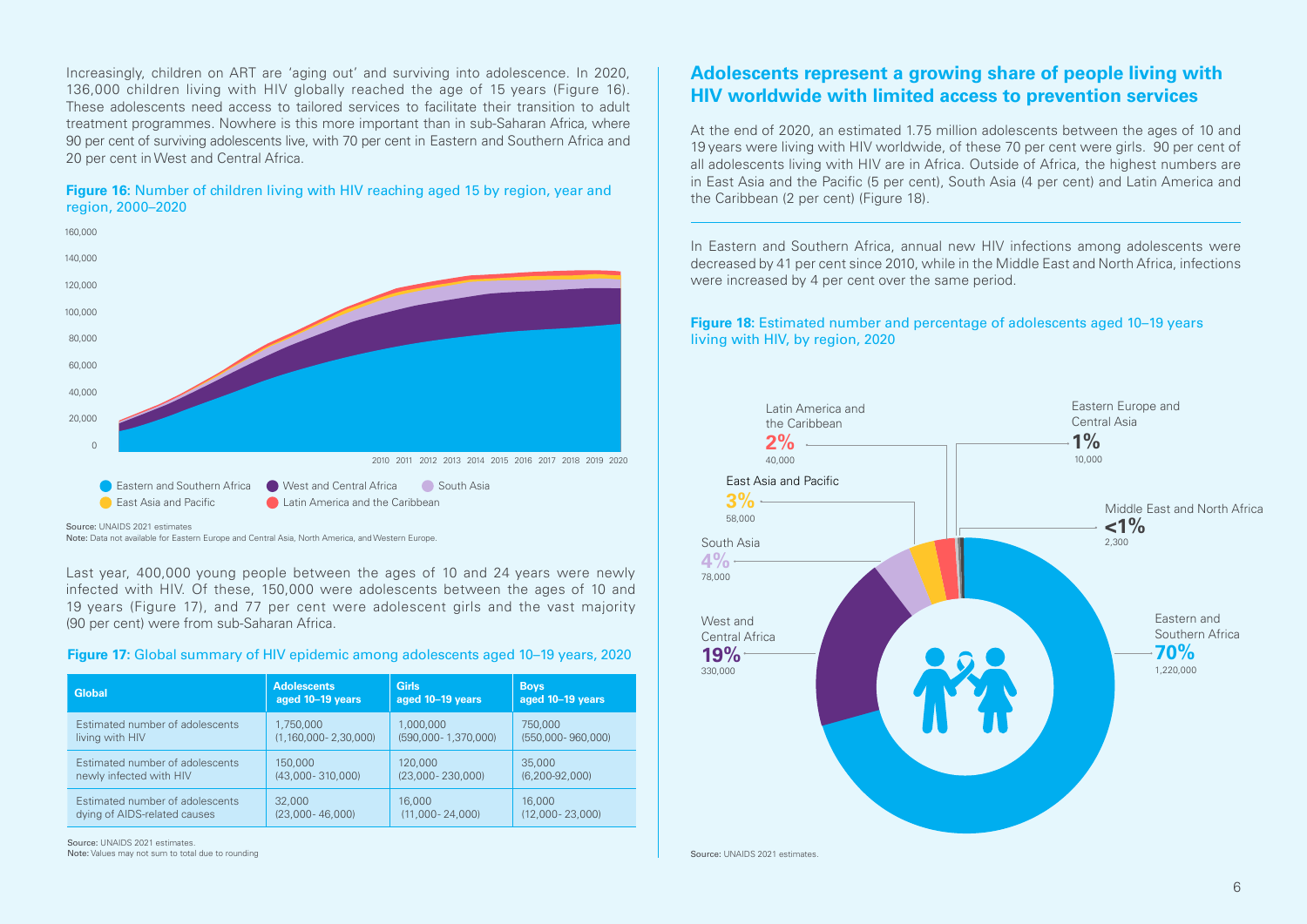Increasingly, children on ART are 'aging out' and surviving into adolescence. In 2020, 136,000 children living with HIV globally reached the age of 15 years (Figure 16). These adolescents need access to tailored services to facilitate their transition to adult treatment programmes. Nowhere is this more important than in sub-Saharan Africa, where 90 per cent of surviving adolescents live, with 70 per cent in Eastern and Southern Africa and 20 per cent in West and Central Africa.

**Figure 16:** Number of children living with HIV reaching aged 15 by region, year and region, 2000–2020

Source: UNAIDS 2021 estimates
Note: Data not available for Eastern Europe and Central Asia, North America, and Western Europe.

Last year, 400,000 young people between the ages of 10 and 24 years were newly infected with HIV. Of these, 150,000 were adolescents between the ages of 10 and 19 years (Figure 17), and 77 per cent were adolescent girls and the vast majority (90 per cent) were from sub-Saharan Africa.

**Figure 17:** Global summary of HIV epidemic among adolescents aged 10–19 years, 2020

| Global | Adolescents aged 10–19 years | Girls aged 10–19 years | Boys aged 10–19 years |
|---|---|---|---|
| Estimated number of adolescents living with HIV | 1,750,000 (1,160,000- 2,30,000) | 1,000,000 (590,000- 1,370,000) | 750,000 (550,000- 960,000) |
| Estimated number of adolescents newly infected with HIV | 150,000 (43,000- 310,000) | 120,000 (23,000- 230,000) | 35,000 (6,200-92,000) |
| Estimated number of adolescents dying of AIDS-related causes | 32,000 (23,000- 46,000) | 16,000 (11,000- 24,000) | 16,000 (12,000- 23,000) |

Source: UNAIDS 2021 estimates.
Note: Values may not sum to total due to rounding

## Adolescents represent a growing share of people living with HIV worldwide with limited access to prevention services

At the end of 2020, an estimated 1.75 million adolescents between the ages of 10 and 19 years were living with HIV worldwide, of these 70 per cent were girls. 90 per cent of all adolescents living with HIV are in Africa. Outside of Africa, the highest numbers are in East Asia and the Pacific (5 per cent), South Asia (4 per cent) and Latin America and the Caribbean (2 per cent) (Figure 18).

In Eastern and Southern Africa, annual new HIV infections among adolescents were decreased by 41 per cent since 2010, while in the Middle East and North Africa, infections were increased by 4 per cent over the same period.

**Figure 18:** Estimated number and percentage of adolescents aged 10–19 years living with HIV, by region, 2020

Source: UNAIDS 2021 estimates.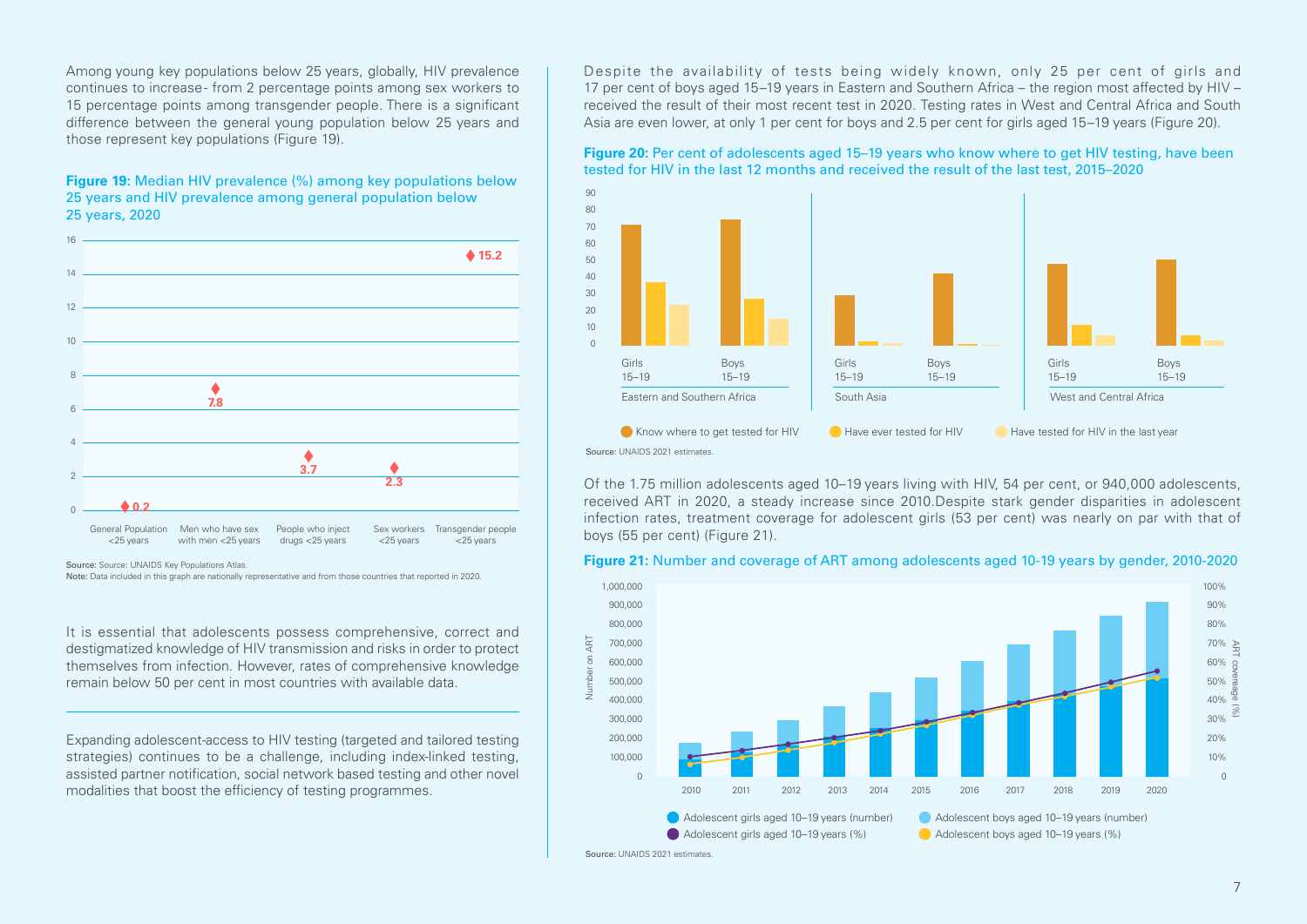Among young key populations below 25 years, globally, HIV prevalence continues to increase- from 2 percentage points among sex workers to 15 percentage points among transgender people. There is a significant difference between the general young population below 25 years and those represent key populations (Figure 19).

**Figure 19:** Median HIV prevalence (%) among key populations below 25 years and HIV prevalence among general population below 25 years, 2020

| Population | Median HIV prevalence (%) |
|---|---|
| General Population <25 years | 0.2 |
| Men who have sex with men <25 years | 7.8 |
| People who inject drugs <25 years | 3.7 |
| Sex workers <25 years | 2.3 |
| Transgender people <25 years | 15.2 |

**Source:** Source: UNAIDS Key Populations Atlas.
**Note:** Data included in this graph are nationally representative and from those countries that reported in 2020.

It is essential that adolescents possess comprehensive, correct and destigmatized knowledge of HIV transmission and risks in order to protect themselves from infection. However, rates of comprehensive knowledge remain below 50 per cent in most countries with available data.

Expanding adolescent-access to HIV testing (targeted and tailored testing strategies) continues to be a challenge, including index-linked testing, assisted partner notification, social network based testing and other novel modalities that boost the efficiency of testing programmes.

Despite the availability of tests being widely known, only 25 per cent of girls and 17 per cent of boys aged 15–19 years in Eastern and Southern Africa – the region most affected by HIV – received the result of their most recent test in 2020. Testing rates in West and Central Africa and South Asia are even lower, at only 1 per cent for boys and 2.5 per cent for girls aged 15–19 years (Figure 20).

**Figure 20:** Per cent of adolescents aged 15–19 years who know where to get HIV testing, have been tested for HIV in the last 12 months and received the result of the last test, 2015–2020

Legend: Know where to get tested for HIV; Have ever tested for HIV; Have tested for HIV in the last year

Groups: Eastern and Southern Africa (Girls 15–19, Boys 15–19); South Asia (Girls 15–19, Boys 15–19); West and Central Africa (Girls 15–19, Boys 15–19)

**Source:** UNAIDS 2021 estimates.

Of the 1.75 million adolescents aged 10–19 years living with HIV, 54 per cent, or 940,000 adolescents, received ART in 2020, a steady increase since 2010.Despite stark gender disparities in adolescent infection rates, treatment coverage for adolescent girls (53 per cent) was nearly on par with that of boys (55 per cent) (Figure 21).

**Figure 21:** Number and coverage of ART among adolescents aged 10-19 years by gender, 2010-2020

Legend: Adolescent girls aged 10–19 years (number); Adolescent boys aged 10–19 years (number); Adolescent girls aged 10–19 years (%); Adolescent boys aged 10–19 years (%)

**Source:** UNAIDS 2021 estimates.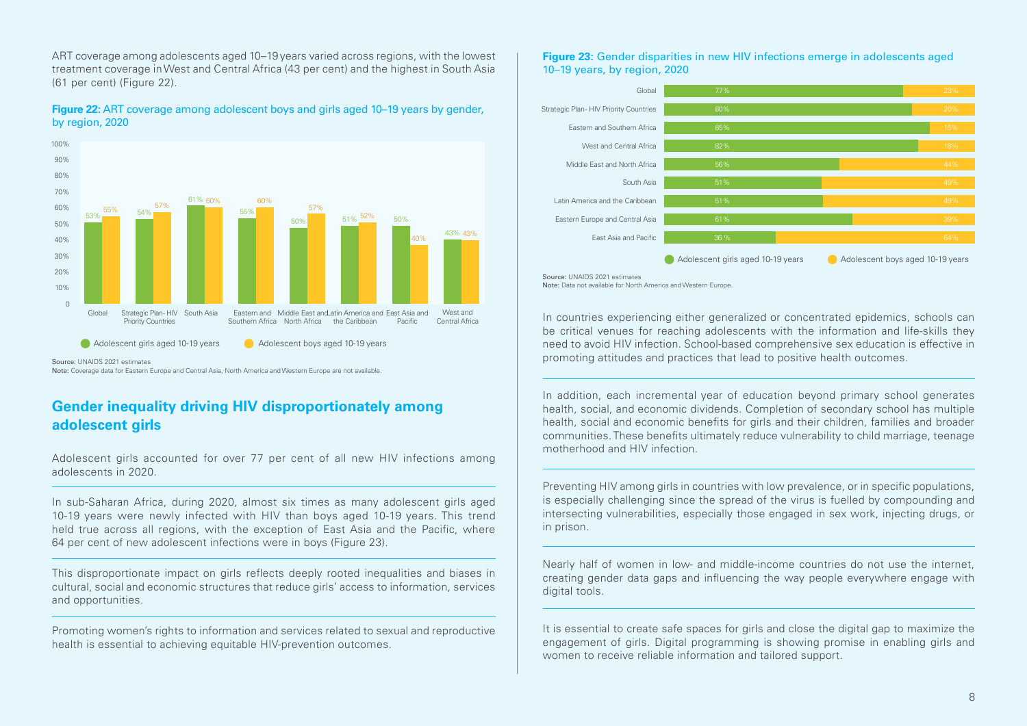ART coverage among adolescents aged 10–19 years varied across regions, with the lowest treatment coverage in West and Central Africa (43 per cent) and the highest in South Asia (61 per cent) (Figure 22).

**Figure 22:** ART coverage among adolescent boys and girls aged 10–19 years by gender, by region, 2020

| Region | Adolescent girls aged 10-19 years | Adolescent boys aged 10-19 years |
| --- | --- | --- |
| Global | 53% | 55% |
| Strategic Plan- HIV Priority Countries | 54% | 57% |
| South Asia | 61% | 60% |
| Eastern and Southern Africa | 55% | 60% |
| Middle East and North Africa | 50% | 57% |
| Latin America and the Caribbean | 51% | 52% |
| East Asia and Pacific | 50% | 40% |
| West and Central Africa | 43% | 43% |

Source: UNAIDS 2021 estimates
Note: Coverage data for Eastern Europe and Central Asia, North America and Western Europe are not available.

## Gender inequality driving HIV disproportionately among adolescent girls

Adolescent girls accounted for over 77 per cent of all new HIV infections among adolescents in 2020.

In sub-Saharan Africa, during 2020, almost six times as many adolescent girls aged 10-19 years were newly infected with HIV than boys aged 10-19 years. This trend held true across all regions, with the exception of East Asia and the Pacific, where 64 per cent of new adolescent infections were in boys (Figure 23).

This disproportionate impact on girls reflects deeply rooted inequalities and biases in cultural, social and economic structures that reduce girls' access to information, services and opportunities.

Promoting women's rights to information and services related to sexual and reproductive health is essential to achieving equitable HIV-prevention outcomes.

**Figure 23:** Gender disparities in new HIV infections emerge in adolescents aged 10–19 years, by region, 2020

| Region | Adolescent girls aged 10-19 years | Adolescent boys aged 10-19 years |
| --- | --- | --- |
| Global | 77% | 23% |
| Strategic Plan- HIV Priority Countries | 80% | 20% |
| Eastern and Southern Africa | 85% | 15% |
| West and Central Africa | 82% | 18% |
| Middle East and North Africa | 56% | 44% |
| South Asia | 51% | 49% |
| Latin America and the Caribbean | 51% | 49% |
| Eastern Europe and Central Asia | 61% | 39% |
| East Asia and Pacific | 36 % | 64% |

Source: UNAIDS 2021 estimates
Note: Data not available for North America and Western Europe.

In countries experiencing either generalized or concentrated epidemics, schools can be critical venues for reaching adolescents with the information and life-skills they need to avoid HIV infection. School-based comprehensive sex education is effective in promoting attitudes and practices that lead to positive health outcomes.

In addition, each incremental year of education beyond primary school generates health, social, and economic dividends. Completion of secondary school has multiple health, social and economic benefits for girls and their children, families and broader communities. These benefits ultimately reduce vulnerability to child marriage, teenage motherhood and HIV infection.

Preventing HIV among girls in countries with low prevalence, or in specific populations, is especially challenging since the spread of the virus is fuelled by compounding and intersecting vulnerabilities, especially those engaged in sex work, injecting drugs, or in prison.

Nearly half of women in low- and middle-income countries do not use the internet, creating gender data gaps and influencing the way people everywhere engage with digital tools.

It is essential to create safe spaces for girls and close the digital gap to maximize the engagement of girls. Digital programming is showing promise in enabling girls and women to receive reliable information and tailored support.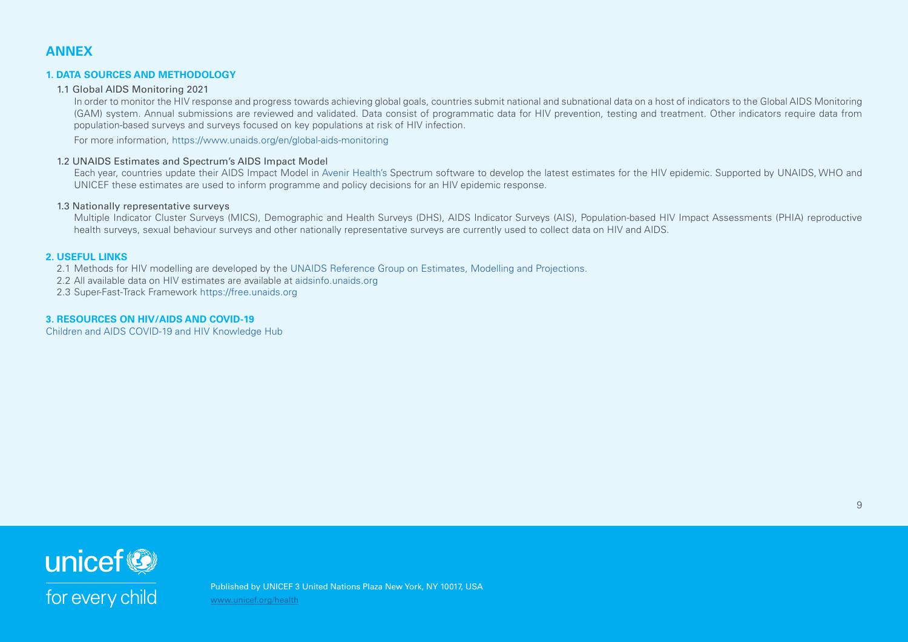# ANNEX

## 1. DATA SOURCES AND METHODOLOGY

### 1.1 Global AIDS Monitoring 2021

In order to monitor the HIV response and progress towards achieving global goals, countries submit national and subnational data on a host of indicators to the Global AIDS Monitoring (GAM) system. Annual submissions are reviewed and validated. Data consist of programmatic data for HIV prevention, testing and treatment. Other indicators require data from population-based surveys and surveys focused on key populations at risk of HIV infection.

For more information, https://www.unaids.org/en/global-aids-monitoring

### 1.2 UNAIDS Estimates and Spectrum's AIDS Impact Model

Each year, countries update their AIDS Impact Model in Avenir Health's Spectrum software to develop the latest estimates for the HIV epidemic. Supported by UNAIDS, WHO and UNICEF these estimates are used to inform programme and policy decisions for an HIV epidemic response.

### 1.3 Nationally representative surveys

Multiple Indicator Cluster Surveys (MICS), Demographic and Health Surveys (DHS), AIDS Indicator Surveys (AIS), Population-based HIV Impact Assessments (PHIA) reproductive health surveys, sexual behaviour surveys and other nationally representative surveys are currently used to collect data on HIV and AIDS.

## 2. USEFUL LINKS

2.1 Methods for HIV modelling are developed by the UNAIDS Reference Group on Estimates, Modelling and Projections.

2.2 All available data on HIV estimates are available at aidsinfo.unaids.org

2.3 Super-Fast-Track Framework https://free.unaids.org

## 3. RESOURCES ON HIV/AIDS AND COVID-19

Children and AIDS COVID-19 and HIV Knowledge Hub

unicef for every child

Published by UNICEF 3 United Nations Plaza New York, NY 10017, USA
www.unicef.org/health